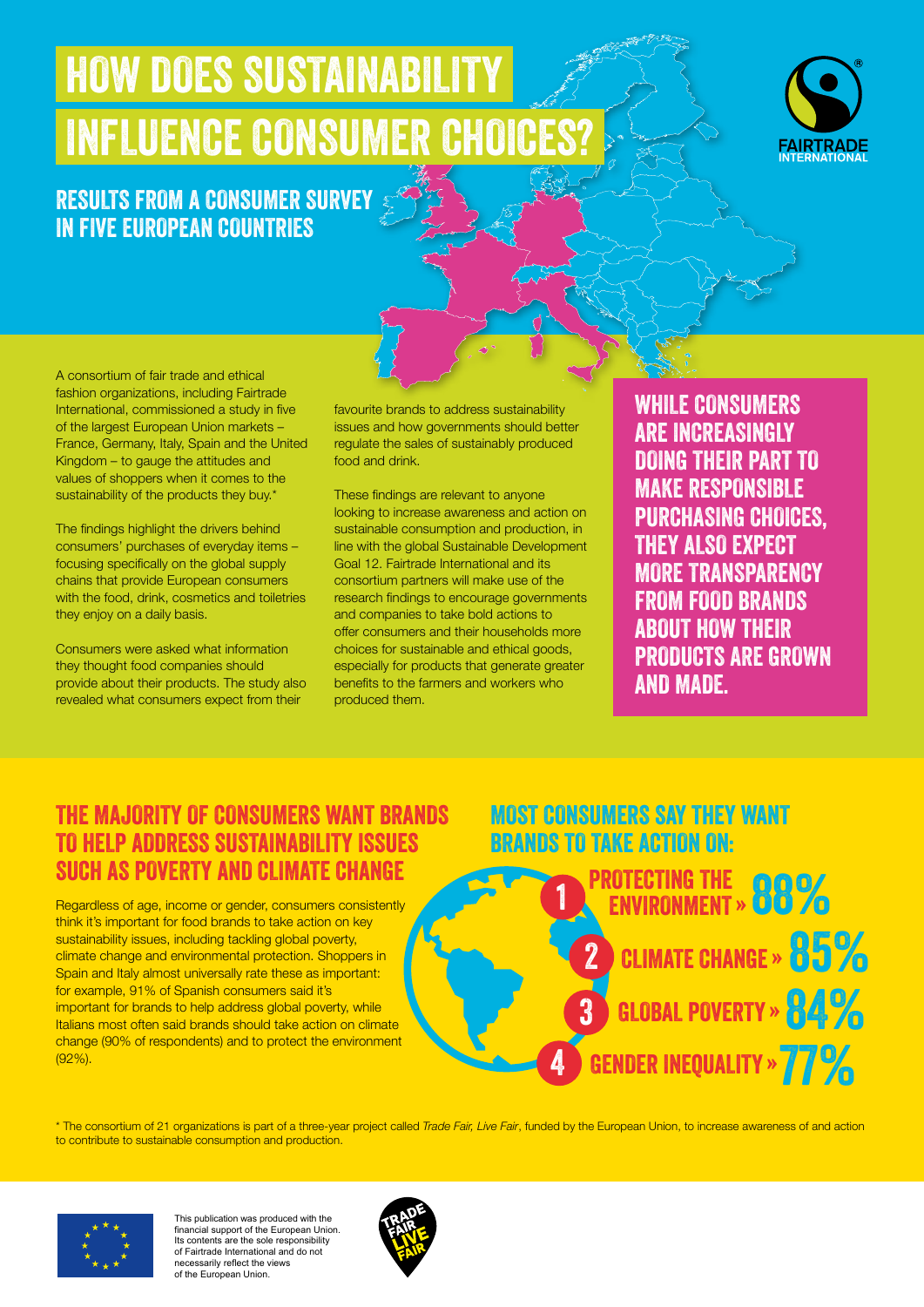# HOW DOES SUSTAINABILITY INFLUENCE CONSUMER CHOICES?

## RESULTS FROM A CONSUMER SURVEY IN FIVE EUROPEAN COUNTRIES

FAIRTRADE INTERNATIONAL

A consortium of fair trade and ethical fashion organizations, including Fairtrade International, commissioned a study in five of the largest European Union markets – France, Germany, Italy, Spain and the United Kingdom – to gauge the attitudes and values of shoppers when it comes to the sustainability of the products they buy.*

The findings highlight the drivers behind consumers' purchases of everyday items – focusing specifically on the global supply chains that provide European consumers with the food, drink, cosmetics and toiletries they enjoy on a daily basis.

Consumers were asked what information they thought food companies should provide about their products. The study also revealed what consumers expect from their favourite brands to address sustainability issues and how governments should better regulate the sales of sustainably produced food and drink.

These findings are relevant to anyone looking to increase awareness and action on sustainable consumption and production, in line with the global Sustainable Development Goal 12. Fairtrade International and its consortium partners will make use of the research findings to encourage governments and companies to take bold actions to offer consumers and their households more choices for sustainable and ethical goods, especially for products that generate greater benefits to the farmers and workers who produced them.

**WHILE CONSUMERS ARE INCREASINGLY DOING THEIR PART TO MAKE RESPONSIBLE PURCHASING CHOICES, THEY ALSO EXPECT MORE TRANSPARENCY FROM FOOD BRANDS ABOUT HOW THEIR PRODUCTS ARE GROWN AND MADE.**

## THE MAJORITY OF CONSUMERS WANT BRANDS TO HELP ADDRESS SUSTAINABILITY ISSUES SUCH AS POVERTY AND CLIMATE CHANGE

Regardless of age, income or gender, consumers consistently think it's important for food brands to take action on key sustainability issues, including tackling global poverty, climate change and environmental protection. Shoppers in Spain and Italy almost universally rate these as important: for example, 91% of Spanish consumers said it's important for brands to help address global poverty, while Italians most often said brands should take action on climate change (90% of respondents) and to protect the environment (92%).

## MOST CONSUMERS SAY THEY WANT BRANDS TO TAKE ACTION ON:

1. PROTECTING THE ENVIRONMENT » 88%
2. CLIMATE CHANGE » 85%
3. GLOBAL POVERTY » 84%
4. GENDER INEQUALITY » 77%

\* The consortium of 21 organizations is part of a three-year project called *Trade Fair, Live Fair*, funded by the European Union, to increase awareness of and action to contribute to sustainable consumption and production.

This publication was produced with the financial support of the European Union. Its contents are the sole responsibility of Fairtrade International and do not necessarily reflect the views of the European Union.

TRADE FAIR LIVE FAIR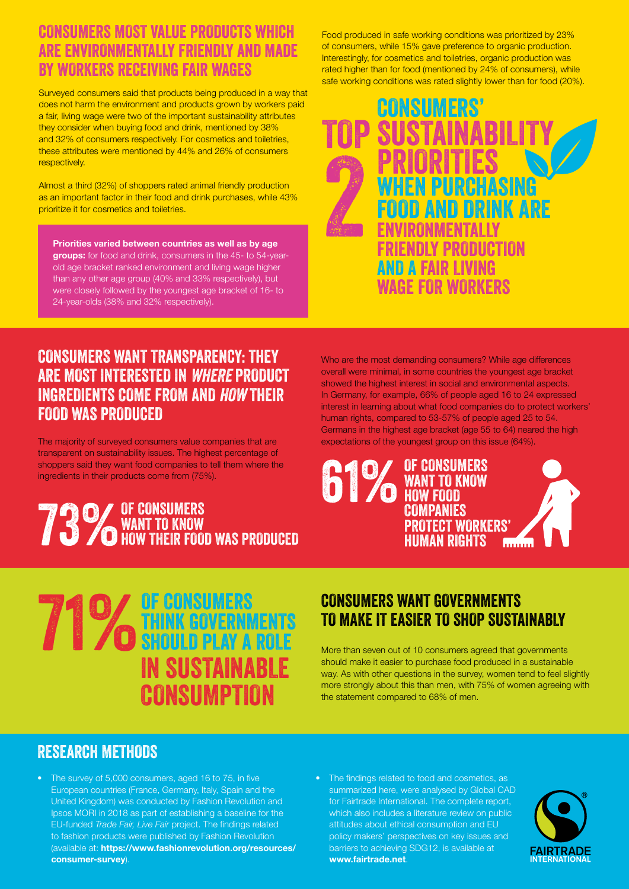## CONSUMERS MOST VALUE PRODUCTS WHICH ARE ENVIRONMENTALLY FRIENDLY AND MADE BY WORKERS RECEIVING FAIR WAGES

Surveyed consumers said that products being produced in a way that does not harm the environment and products grown by workers paid a fair, living wage were two of the important sustainability attributes they consider when buying food and drink, mentioned by 38% and 32% of consumers respectively. For cosmetics and toiletries, these attributes were mentioned by 44% and 26% of consumers respectively.

Almost a third (32%) of shoppers rated animal friendly production as an important factor in their food and drink purchases, while 43% prioritize it for cosmetics and toiletries.

**Priorities varied between countries as well as by age groups:** for food and drink, consumers in the 45- to 54-year-old age bracket ranked environment and living wage higher than any other age group (40% and 33% respectively), but were closely followed by the youngest age bracket of 16- to 24-year-olds (38% and 32% respectively).

Food produced in safe working conditions was prioritized by 23% of consumers, while 15% gave preference to organic production. Interestingly, for cosmetics and toiletries, organic production was rated higher than for food (mentioned by 24% of consumers), while safe working conditions was rated slightly lower than for food (20%).

**TOP 2 CONSUMERS' SUSTAINABILITY PRIORITIES WHEN PURCHASING FOOD AND DRINK ARE ENVIRONMENTALLY FRIENDLY PRODUCTION AND A FAIR LIVING WAGE FOR WORKERS**

## CONSUMERS WANT TRANSPARENCY: THEY ARE MOST INTERESTED IN *WHERE* PRODUCT INGREDIENTS COME FROM AND *HOW* THEIR FOOD WAS PRODUCED

The majority of surveyed consumers value companies that are transparent on sustainability issues. The highest percentage of shoppers said they want food companies to tell them where the ingredients in their products come from (75%).

**73% OF CONSUMERS WANT TO KNOW HOW THEIR FOOD WAS PRODUCED**

Who are the most demanding consumers? While age differences overall were minimal, in some countries the youngest age bracket showed the highest interest in social and environmental aspects. In Germany, for example, 66% of people aged 16 to 24 expressed interest in learning about what food companies do to protect workers' human rights, compared to 53-57% of people aged 25 to 54. Germans in the highest age bracket (age 55 to 64) neared the high expectations of the youngest group on this issue (64%).

**61% OF CONSUMERS WANT TO KNOW HOW FOOD COMPANIES PROTECT WORKERS' HUMAN RIGHTS**

**71% OF CONSUMERS THINK GOVERNMENTS SHOULD PLAY A ROLE IN SUSTAINABLE CONSUMPTION**

## CONSUMERS WANT GOVERNMENTS TO MAKE IT EASIER TO SHOP SUSTAINABLY

More than seven out of 10 consumers agreed that governments should make it easier to purchase food produced in a sustainable way. As with other questions in the survey, women tend to feel slightly more strongly about this than men, with 75% of women agreeing with the statement compared to 68% of men.

## RESEARCH METHODS

- The survey of 5,000 consumers, aged 16 to 75, in five European countries (France, Germany, Italy, Spain and the United Kingdom) was conducted by Fashion Revolution and Ipsos MORI in 2018 as part of establishing a baseline for the EU-funded *Trade Fair, Live Fair* project. The findings related to fashion products were published by Fashion Revolution (available at: **https://www.fashionrevolution.org/resources/consumer-survey**).
- The findings related to food and cosmetics, as summarized here, were analysed by Global CAD for Fairtrade International. The complete report, which also includes a literature review on public attitudes about ethical consumption and EU policy makers' perspectives on key issues and barriers to achieving SDG12, is available at **www.fairtrade.net**.

FAIRTRADE INTERNATIONAL